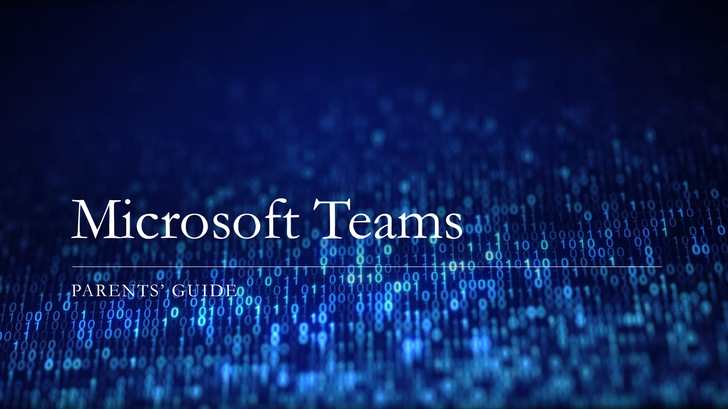# Microsoft Teams

PARENTS' GUIDE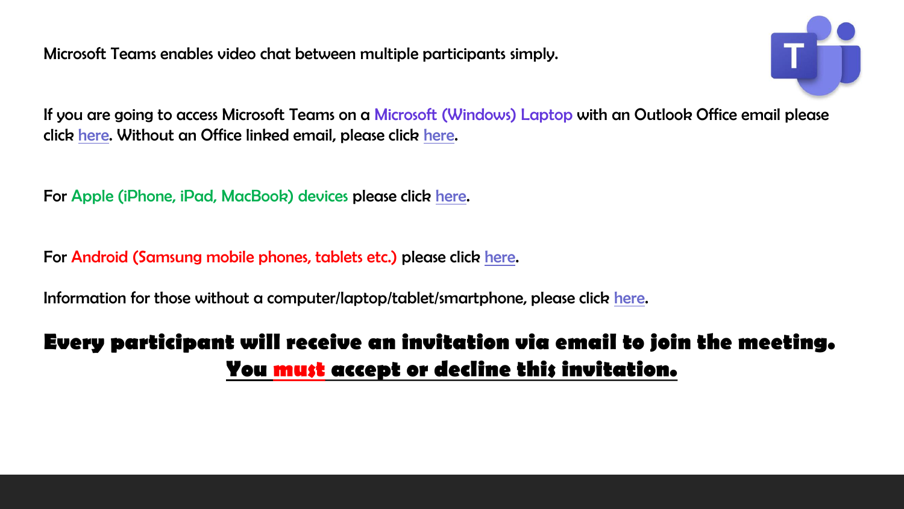Microsoft Teams enables video chat between multiple participants simply.

If you are going to access Microsoft Teams on a Microsoft (Windows) Laptop with an Outlook Office email please click here. Without an Office linked email, please click here.

For Apple (iPhone, iPad, MacBook) devices please click here.

For Android (Samsung mobile phones, tablets etc.) please click here.

Information for those without a computer/laptop/tablet/smartphone, please click here.

**Every participant will receive an invitation via email to join the meeting.**
**You must accept or decline this invitation.**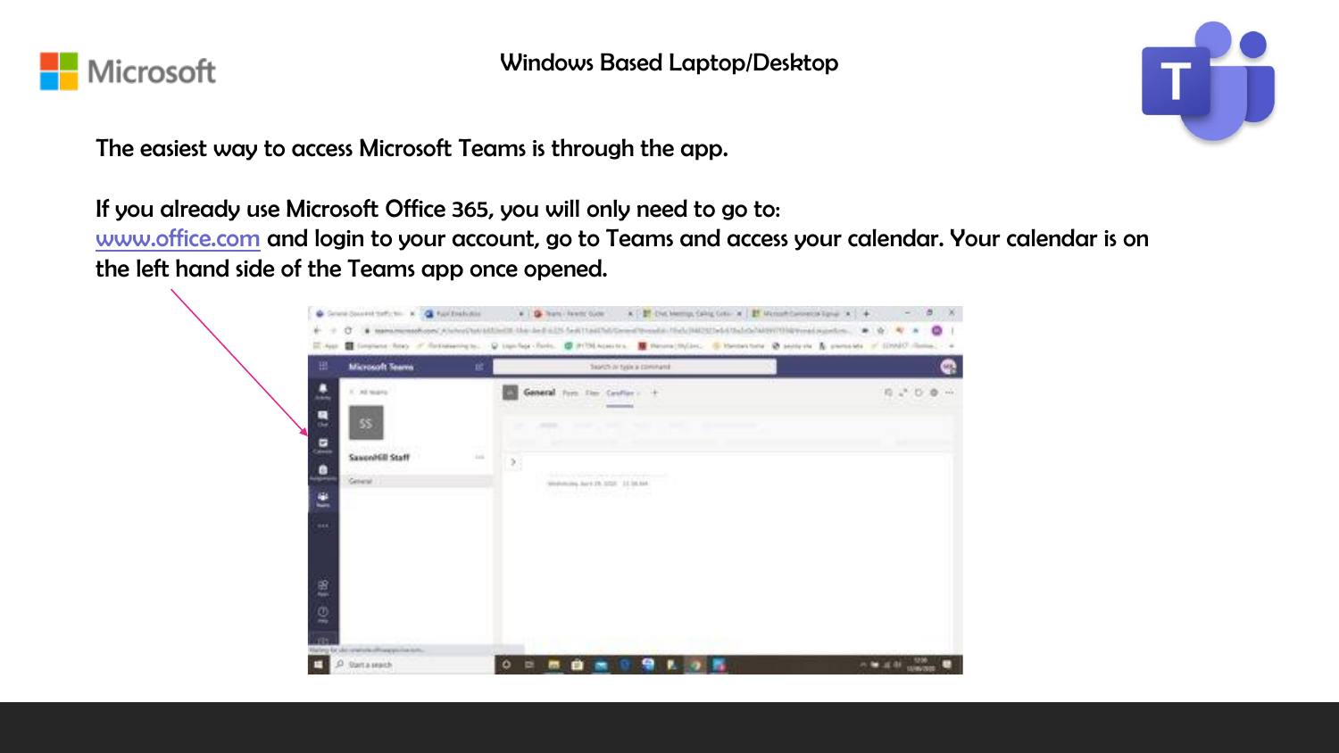Windows Based Laptop/Desktop

The easiest way to access Microsoft Teams is through the app.

If you already use Microsoft Office 365, you will only need to go to:
www.office.com and login to your account, go to Teams and access your calendar. Your calendar is on the left hand side of the Teams app once opened.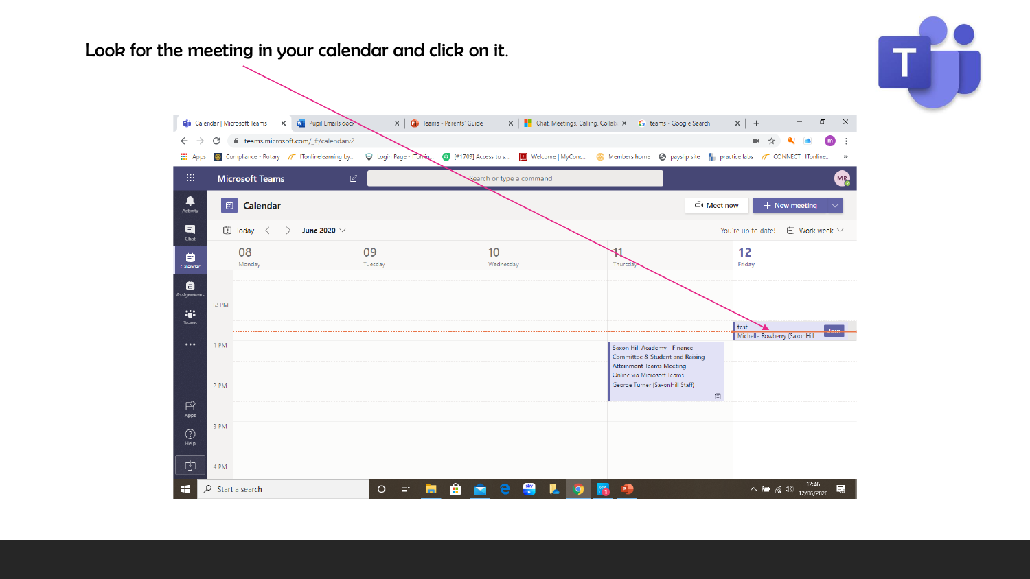Look for the meeting in your calendar and click on it.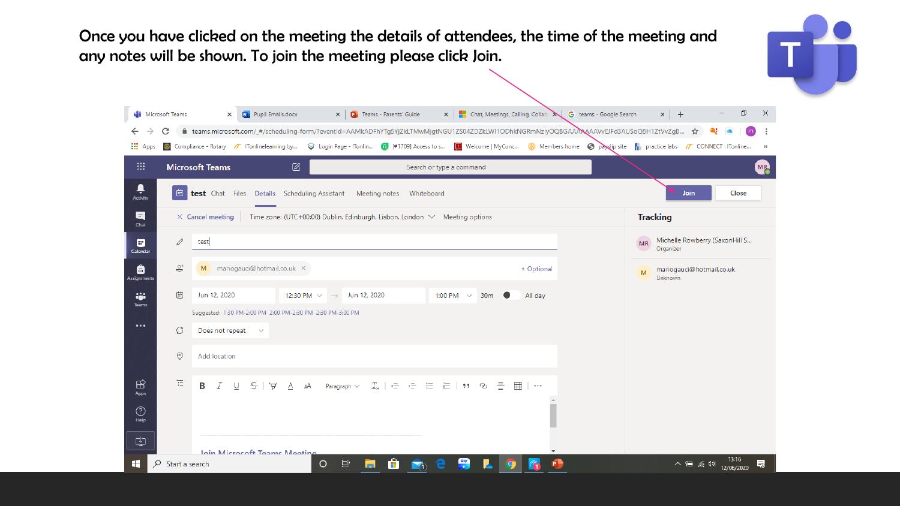Once you have clicked on the meeting the details of attendees, the time of the meeting and any notes will be shown. To join the meeting please click Join.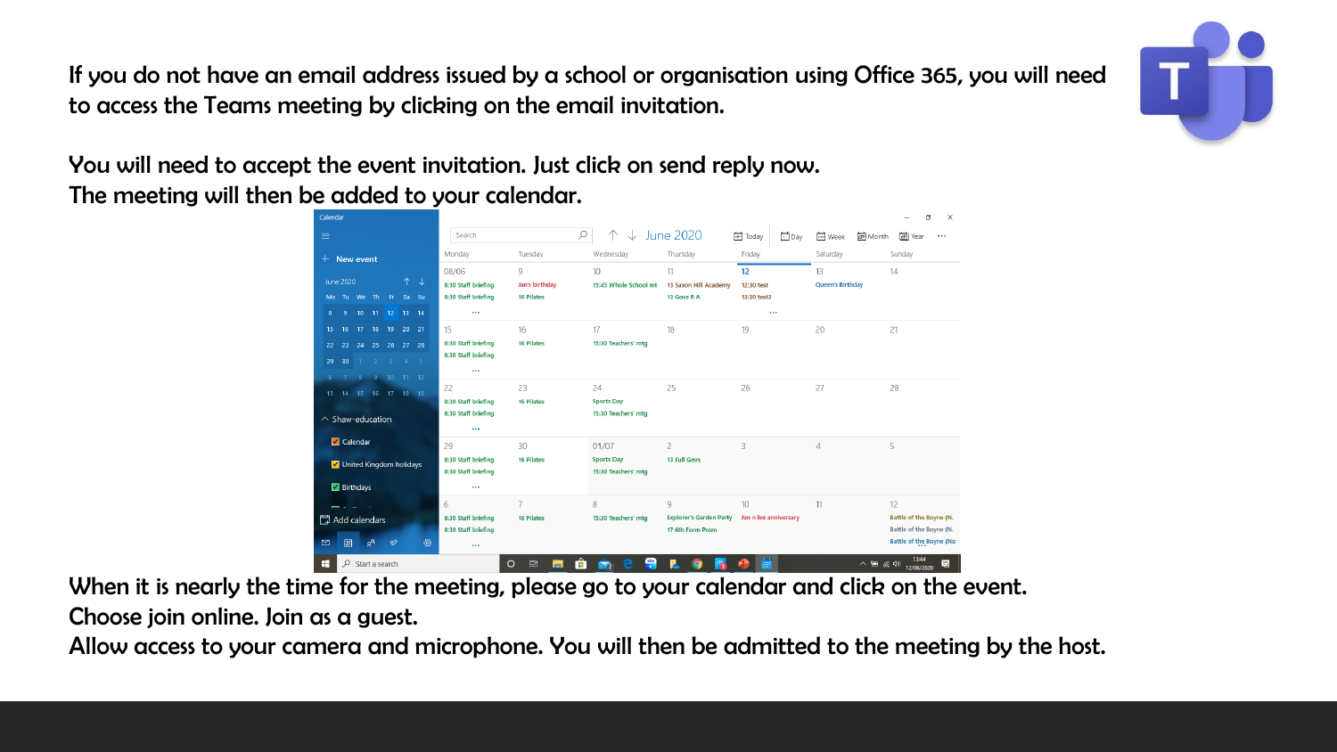If you do not have an email address issued by a school or organisation using Office 365, you will need to access the Teams meeting by clicking on the email invitation.

You will need to accept the event invitation. Just click on send reply now.
The meeting will then be added to your calendar.

When it is nearly the time for the meeting, please go to your calendar and click on the event.
Choose join online. Join as a guest.
Allow access to your camera and microphone. You will then be admitted to the meeting by the host.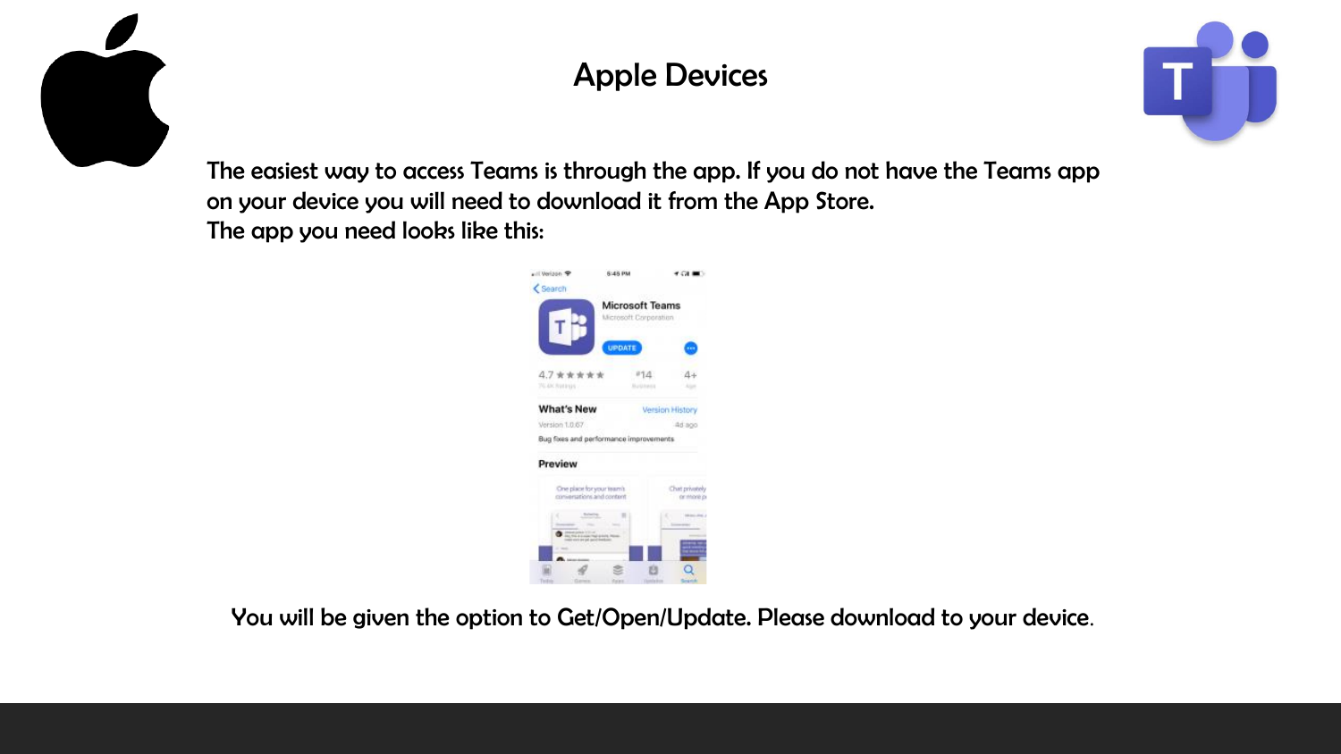# Apple Devices

The easiest way to access Teams is through the app. If you do not have the Teams app on your device you will need to download it from the App Store.
The app you need looks like this:

You will be given the option to Get/Open/Update. Please download to your device.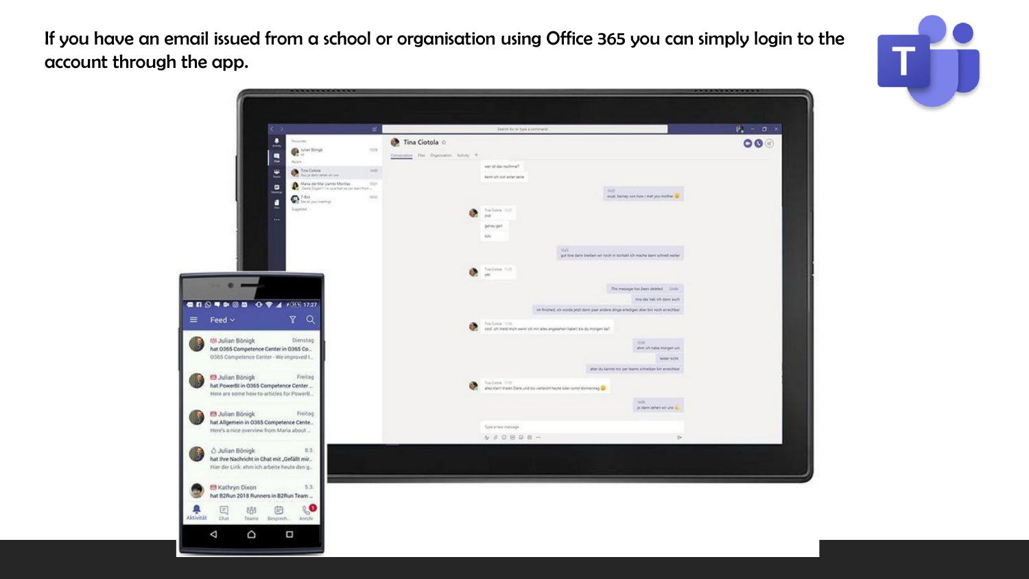If you have an email issued from a school or organisation using Office 365 you can simply login to the account through the app.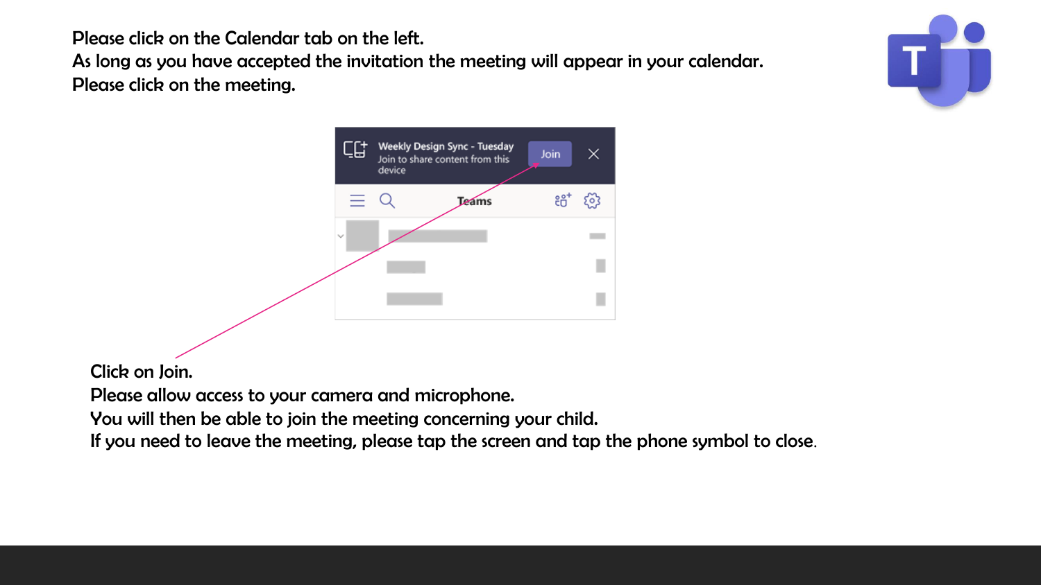Please click on the Calendar tab on the left.
As long as you have accepted the invitation the meeting will appear in your calendar.
Please click on the meeting.

Click on Join.
Please allow access to your camera and microphone.
You will then be able to join the meeting concerning your child.
If you need to leave the meeting, please tap the screen and tap the phone symbol to close.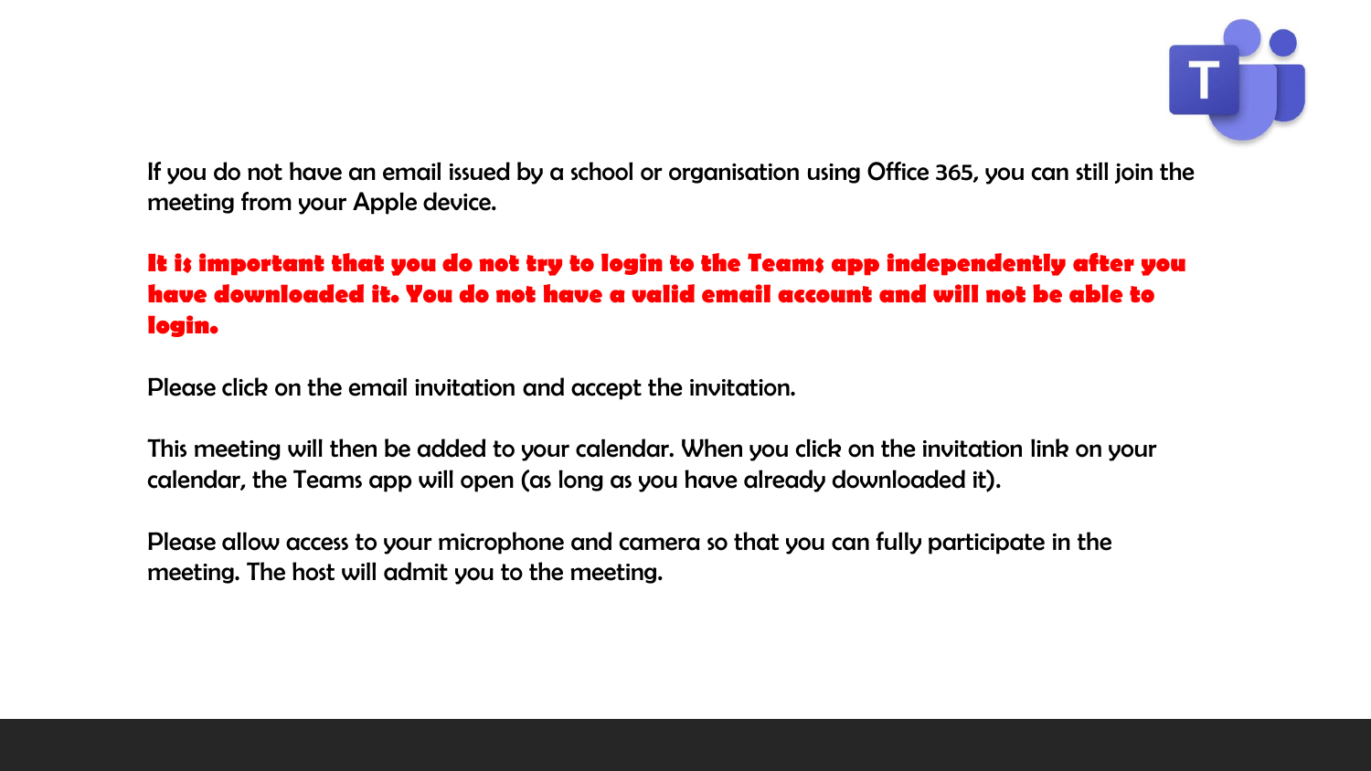If you do not have an email issued by a school or organisation using Office 365, you can still join the meeting from your Apple device.

**It is important that you do not try to login to the Teams app independently after you have downloaded it. You do not have a valid email account and will not be able to login.**

Please click on the email invitation and accept the invitation.

This meeting will then be added to your calendar. When you click on the invitation link on your calendar, the Teams app will open (as long as you have already downloaded it).

Please allow access to your microphone and camera so that you can fully participate in the meeting. The host will admit you to the meeting.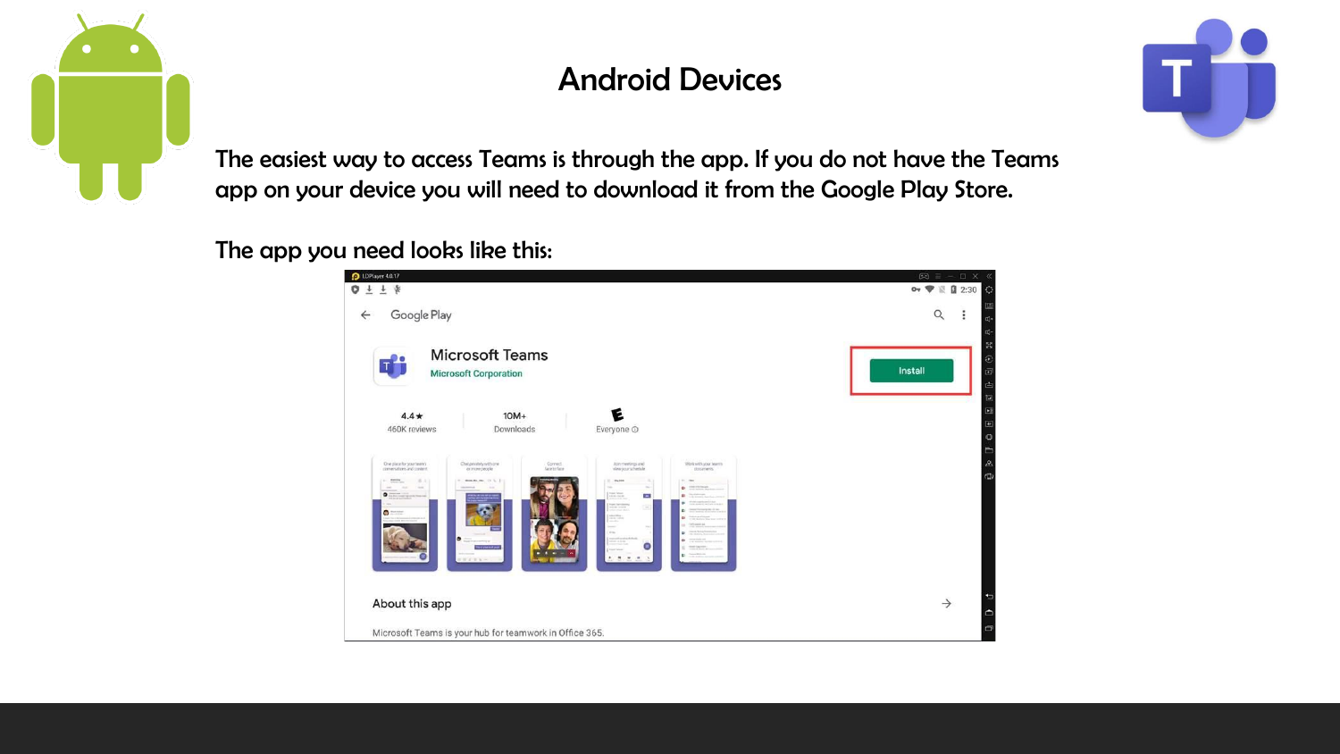# Android Devices

The easiest way to access Teams is through the app. If you do not have the Teams app on your device you will need to download it from the Google Play Store.

The app you need looks like this: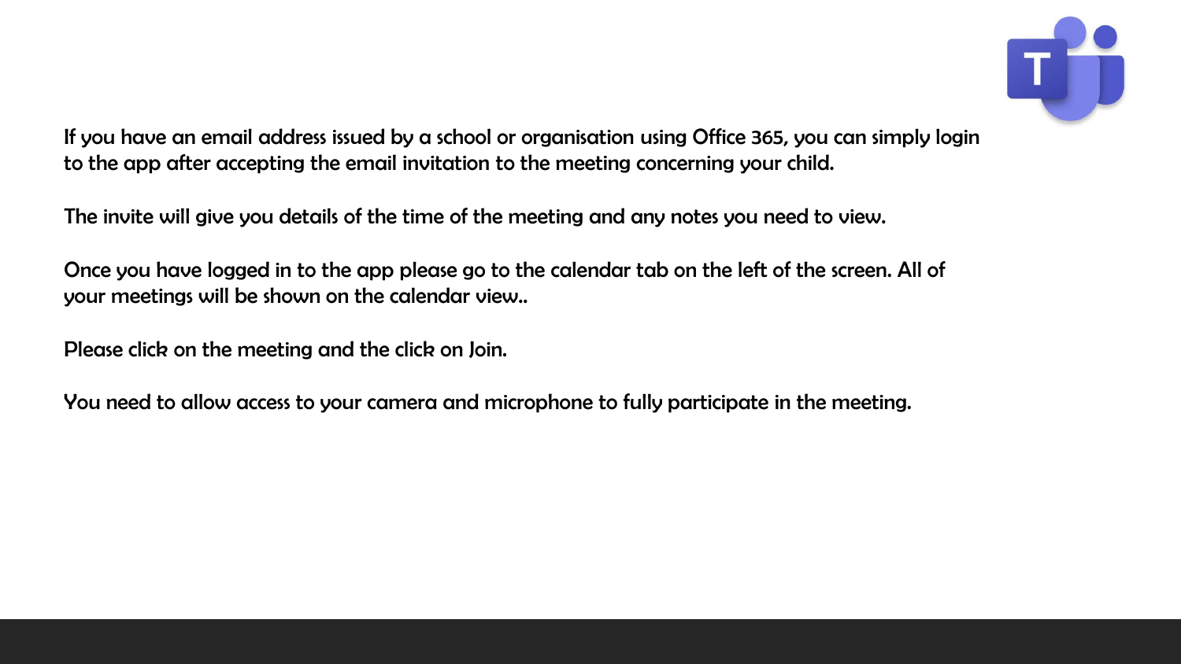If you have an email address issued by a school or organisation using Office 365, you can simply login to the app after accepting the email invitation to the meeting concerning your child.

The invite will give you details of the time of the meeting and any notes you need to view.

Once you have logged in to the app please go to the calendar tab on the left of the screen. All of your meetings will be shown on the calendar view..

Please click on the meeting and the click on Join.

You need to allow access to your camera and microphone to fully participate in the meeting.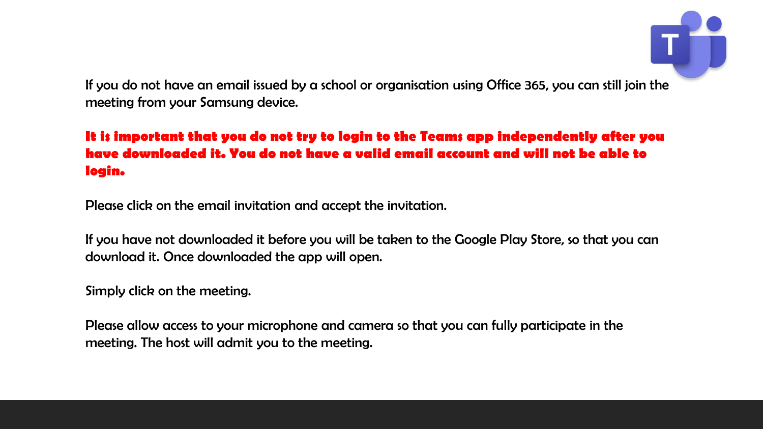If you do not have an email issued by a school or organisation using Office 365, you can still join the meeting from your Samsung device.

**It is important that you do not try to login to the Teams app independently after you have downloaded it. You do not have a valid email account and will not be able to login.**

Please click on the email invitation and accept the invitation.

If you have not downloaded it before you will be taken to the Google Play Store, so that you can download it. Once downloaded the app will open.

Simply click on the meeting.

Please allow access to your microphone and camera so that you can fully participate in the meeting. The host will admit you to the meeting.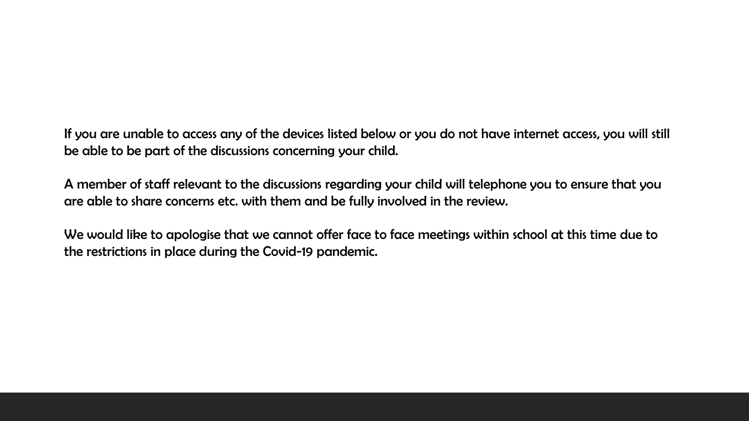If you are unable to access any of the devices listed below or you do not have internet access, you will still be able to be part of the discussions concerning your child.

A member of staff relevant to the discussions regarding your child will telephone you to ensure that you are able to share concerns etc. with them and be fully involved in the review.

We would like to apologise that we cannot offer face to face meetings within school at this time due to the restrictions in place during the Covid-19 pandemic.